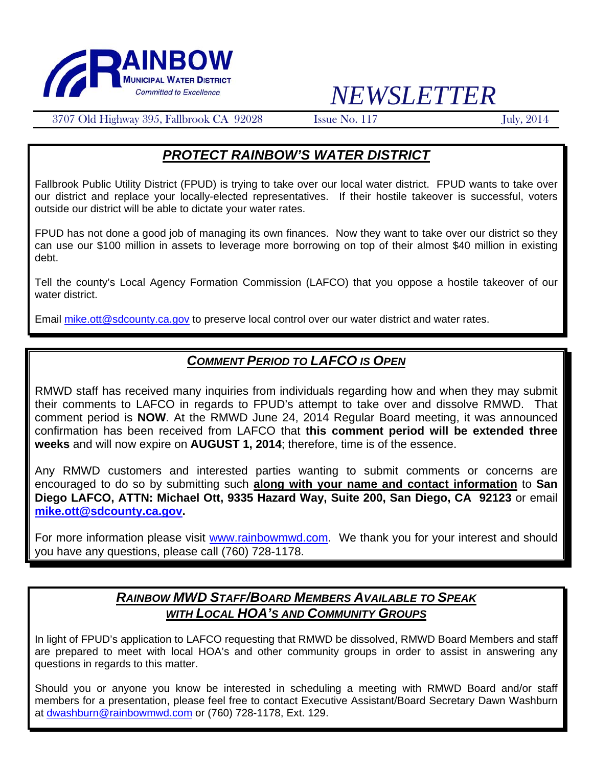**RAINBOW**
**MUNICIPAL WATER DISTRICT**
*Committed to Excellence*

# *NEWSLETTER*

3707 Old Highway 395, Fallbrook CA 92028 | Issue No. 117 | July, 2014

## ***PROTECT RAINBOW'S WATER DISTRICT***

Fallbrook Public Utility District (FPUD) is trying to take over our local water district. FPUD wants to take over our district and replace your locally-elected representatives. If their hostile takeover is successful, voters outside our district will be able to dictate your water rates.

FPUD has not done a good job of managing its own finances. Now they want to take over our district so they can use our $100 million in assets to leverage more borrowing on top of their almost $40 million in existing debt.

Tell the county's Local Agency Formation Commission (LAFCO) that you oppose a hostile takeover of our water district.

Email mike.ott@sdcounty.ca.gov to preserve local control over our water district and water rates.

## ***COMMENT PERIOD TO LAFCO IS OPEN***

RMWD staff has received many inquiries from individuals regarding how and when they may submit their comments to LAFCO in regards to FPUD's attempt to take over and dissolve RMWD. That comment period is **NOW**. At the RMWD June 24, 2014 Regular Board meeting, it was announced confirmation has been received from LAFCO that **this comment period will be extended three weeks** and will now expire on **AUGUST 1, 2014**; therefore, time is of the essence.

Any RMWD customers and interested parties wanting to submit comments or concerns are encouraged to do so by submitting such **along with your name and contact information** to **San Diego LAFCO, ATTN: Michael Ott, 9335 Hazard Way, Suite 200, San Diego, CA 92123** or email **mike.ott@sdcounty.ca.gov.**

For more information please visit www.rainbowmwd.com. We thank you for your interest and should you have any questions, please call (760) 728-1178.

## ***RAINBOW MWD STAFF/BOARD MEMBERS AVAILABLE TO SPEAK WITH LOCAL HOA'S AND COMMUNITY GROUPS***

In light of FPUD's application to LAFCO requesting that RMWD be dissolved, RMWD Board Members and staff are prepared to meet with local HOA's and other community groups in order to assist in answering any questions in regards to this matter.

Should you or anyone you know be interested in scheduling a meeting with RMWD Board and/or staff members for a presentation, please feel free to contact Executive Assistant/Board Secretary Dawn Washburn at dwashburn@rainbowmwd.com or (760) 728-1178, Ext. 129.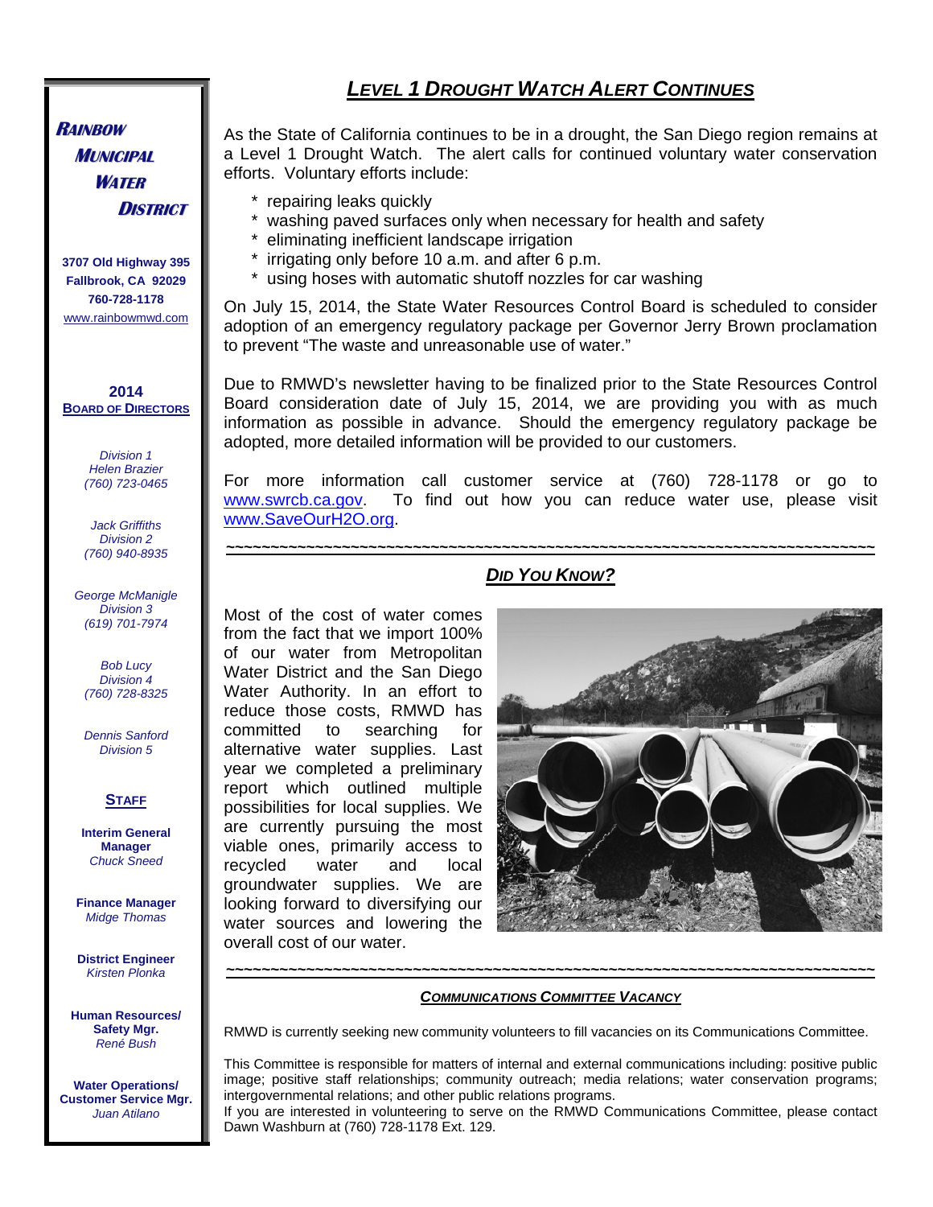**RAINBOW MUNICIPAL WATER DISTRICT**

**3707 Old Highway 395**
**Fallbrook, CA 92029**
**760-728-1178**
www.rainbowmwd.com

**2014**
**BOARD OF DIRECTORS**

*Division 1*
*Helen Brazier*
*(760) 723-0465*

*Jack Griffiths*
*Division 2*
*(760) 940-8935*

*George McManigle*
*Division 3*
*(619) 701-7974*

*Bob Lucy*
*Division 4*
*(760) 728-8325*

*Dennis Sanford*
*Division 5*

**STAFF**

**Interim General Manager**
*Chuck Sneed*

**Finance Manager**
*Midge Thomas*

**District Engineer**
*Kirsten Plonka*

**Human Resources/ Safety Mgr.**
*René Bush*

**Water Operations/ Customer Service Mgr.**
*Juan Atilano*

## *LEVEL 1 DROUGHT WATCH ALERT CONTINUES*

As the State of California continues to be in a drought, the San Diego region remains at a Level 1 Drought Watch. The alert calls for continued voluntary water conservation efforts. Voluntary efforts include:

- repairing leaks quickly
- washing paved surfaces only when necessary for health and safety
- eliminating inefficient landscape irrigation
- irrigating only before 10 a.m. and after 6 p.m.
- using hoses with automatic shutoff nozzles for car washing

On July 15, 2014, the State Water Resources Control Board is scheduled to consider adoption of an emergency regulatory package per Governor Jerry Brown proclamation to prevent "The waste and unreasonable use of water."

Due to RMWD's newsletter having to be finalized prior to the State Resources Control Board consideration date of July 15, 2014, we are providing you with as much information as possible in advance. Should the emergency regulatory package be adopted, more detailed information will be provided to our customers.

For more information call customer service at (760) 728-1178 or go to www.swrcb.ca.gov. To find out how you can reduce water use, please visit www.SaveOurH2O.org.

## *DID YOU KNOW?*

Most of the cost of water comes from the fact that we import 100% of our water from Metropolitan Water District and the San Diego Water Authority. In an effort to reduce those costs, RMWD has committed to searching for alternative water supplies. Last year we completed a preliminary report which outlined multiple possibilities for local supplies. We are currently pursuing the most viable ones, primarily access to recycled water and local groundwater supplies. We are looking forward to diversifying our water sources and lowering the overall cost of our water.

### *COMMUNICATIONS COMMITTEE VACANCY*

RMWD is currently seeking new community volunteers to fill vacancies on its Communications Committee.

This Committee is responsible for matters of internal and external communications including: positive public image; positive staff relationships; community outreach; media relations; water conservation programs; intergovernmental relations; and other public relations programs.
If you are interested in volunteering to serve on the RMWD Communications Committee, please contact Dawn Washburn at (760) 728-1178 Ext. 129.